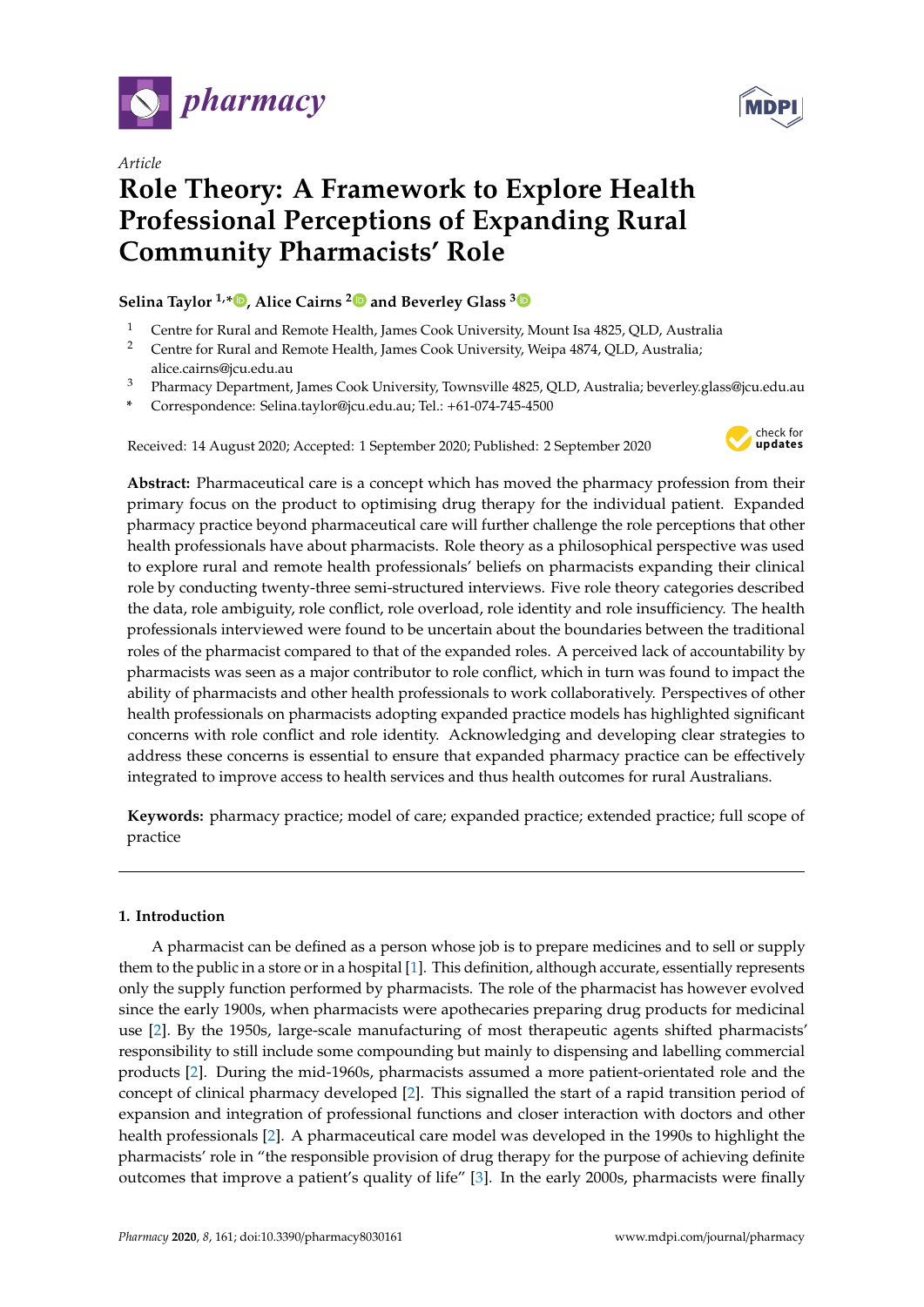*Article*

# Role Theory: A Framework to Explore Health Professional Perceptions of Expanding Rural Community Pharmacists' Role

**Selina Taylor [1,*], Alice Cairns [2] and Beverley Glass [3]**

[1] Centre for Rural and Remote Health, James Cook University, Mount Isa 4825, QLD, Australia
[2] Centre for Rural and Remote Health, James Cook University, Weipa 4874, QLD, Australia; alice.cairns@jcu.edu.au
[3] Pharmacy Department, James Cook University, Townsville 4825, QLD, Australia; beverley.glass@jcu.edu.au
* Correspondence: Selina.taylor@jcu.edu.au; Tel.: +61-074-745-4500

Received: 14 August 2020; Accepted: 1 September 2020; Published: 2 September 2020

**Abstract:** Pharmaceutical care is a concept which has moved the pharmacy profession from their primary focus on the product to optimising drug therapy for the individual patient. Expanded pharmacy practice beyond pharmaceutical care will further challenge the role perceptions that other health professionals have about pharmacists. Role theory as a philosophical perspective was used to explore rural and remote health professionals' beliefs on pharmacists expanding their clinical role by conducting twenty-three semi-structured interviews. Five role theory categories described the data, role ambiguity, role conflict, role overload, role identity and role insufficiency. The health professionals interviewed were found to be uncertain about the boundaries between the traditional roles of the pharmacist compared to that of the expanded roles. A perceived lack of accountability by pharmacists was seen as a major contributor to role conflict, which in turn was found to impact the ability of pharmacists and other health professionals to work collaboratively. Perspectives of other health professionals on pharmacists adopting expanded practice models has highlighted significant concerns with role conflict and role identity. Acknowledging and developing clear strategies to address these concerns is essential to ensure that expanded pharmacy practice can be effectively integrated to improve access to health services and thus health outcomes for rural Australians.

**Keywords:** pharmacy practice; model of care; expanded practice; extended practice; full scope of practice

## 1. Introduction

A pharmacist can be defined as a person whose job is to prepare medicines and to sell or supply them to the public in a store or in a hospital [1]. This definition, although accurate, essentially represents only the supply function performed by pharmacists. The role of the pharmacist has however evolved since the early 1900s, when pharmacists were apothecaries preparing drug products for medicinal use [2]. By the 1950s, large-scale manufacturing of most therapeutic agents shifted pharmacists' responsibility to still include some compounding but mainly to dispensing and labelling commercial products [2]. During the mid-1960s, pharmacists assumed a more patient-orientated role and the concept of clinical pharmacy developed [2]. This signalled the start of a rapid transition period of expansion and integration of professional functions and closer interaction with doctors and other health professionals [2]. A pharmaceutical care model was developed in the 1990s to highlight the pharmacists' role in "the responsible provision of drug therapy for the purpose of achieving definite outcomes that improve a patient's quality of life" [3]. In the early 2000s, pharmacists were finally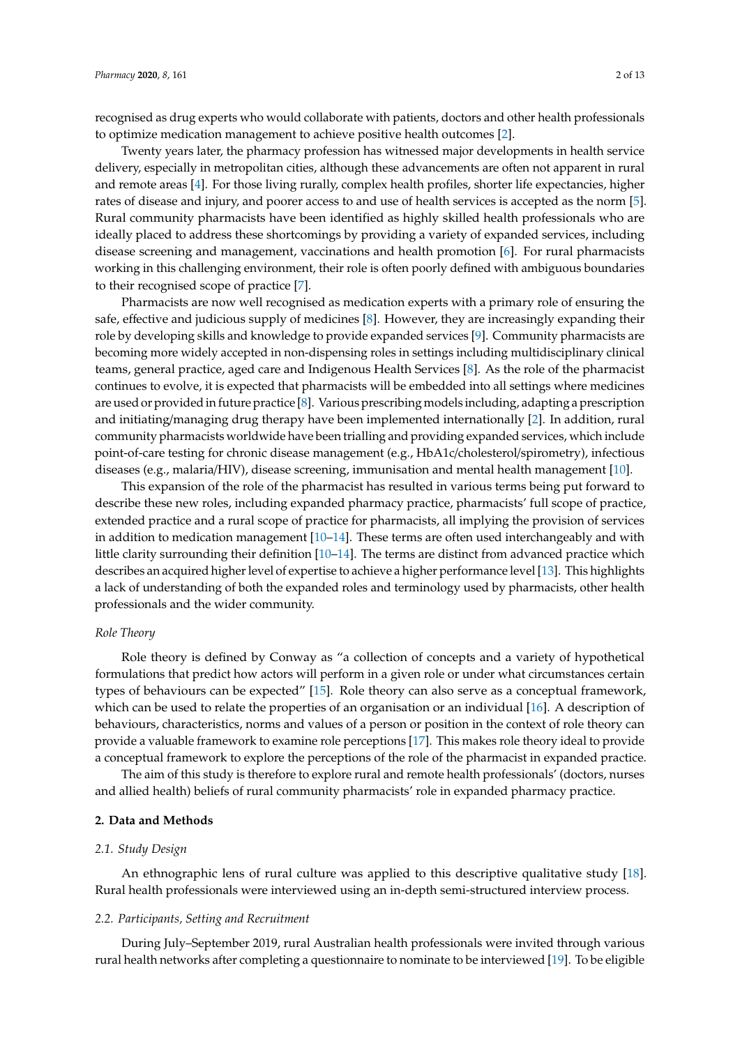recognised as drug experts who would collaborate with patients, doctors and other health professionals to optimize medication management to achieve positive health outcomes [2].

Twenty years later, the pharmacy profession has witnessed major developments in health service delivery, especially in metropolitan cities, although these advancements are often not apparent in rural and remote areas [4]. For those living rurally, complex health profiles, shorter life expectancies, higher rates of disease and injury, and poorer access to and use of health services is accepted as the norm [5]. Rural community pharmacists have been identified as highly skilled health professionals who are ideally placed to address these shortcomings by providing a variety of expanded services, including disease screening and management, vaccinations and health promotion [6]. For rural pharmacists working in this challenging environment, their role is often poorly defined with ambiguous boundaries to their recognised scope of practice [7].

Pharmacists are now well recognised as medication experts with a primary role of ensuring the safe, effective and judicious supply of medicines [8]. However, they are increasingly expanding their role by developing skills and knowledge to provide expanded services [9]. Community pharmacists are becoming more widely accepted in non-dispensing roles in settings including multidisciplinary clinical teams, general practice, aged care and Indigenous Health Services [8]. As the role of the pharmacist continues to evolve, it is expected that pharmacists will be embedded into all settings where medicines are used or provided in future practice [8]. Various prescribing models including, adapting a prescription and initiating/managing drug therapy have been implemented internationally [2]. In addition, rural community pharmacists worldwide have been trialling and providing expanded services, which include point-of-care testing for chronic disease management (e.g., HbA1c/cholesterol/spirometry), infectious diseases (e.g., malaria/HIV), disease screening, immunisation and mental health management [10].

This expansion of the role of the pharmacist has resulted in various terms being put forward to describe these new roles, including expanded pharmacy practice, pharmacists' full scope of practice, extended practice and a rural scope of practice for pharmacists, all implying the provision of services in addition to medication management [10–14]. These terms are often used interchangeably and with little clarity surrounding their definition [10–14]. The terms are distinct from advanced practice which describes an acquired higher level of expertise to achieve a higher performance level [13]. This highlights a lack of understanding of both the expanded roles and terminology used by pharmacists, other health professionals and the wider community.

*Role Theory*

Role theory is defined by Conway as "a collection of concepts and a variety of hypothetical formulations that predict how actors will perform in a given role or under what circumstances certain types of behaviours can be expected" [15]. Role theory can also serve as a conceptual framework, which can be used to relate the properties of an organisation or an individual [16]. A description of behaviours, characteristics, norms and values of a person or position in the context of role theory can provide a valuable framework to examine role perceptions [17]. This makes role theory ideal to provide a conceptual framework to explore the perceptions of the role of the pharmacist in expanded practice.

The aim of this study is therefore to explore rural and remote health professionals' (doctors, nurses and allied health) beliefs of rural community pharmacists' role in expanded pharmacy practice.

## 2. Data and Methods

### *2.1. Study Design*

An ethnographic lens of rural culture was applied to this descriptive qualitative study [18]. Rural health professionals were interviewed using an in-depth semi-structured interview process.

### *2.2. Participants, Setting and Recruitment*

During July–September 2019, rural Australian health professionals were invited through various rural health networks after completing a questionnaire to nominate to be interviewed [19]. To be eligible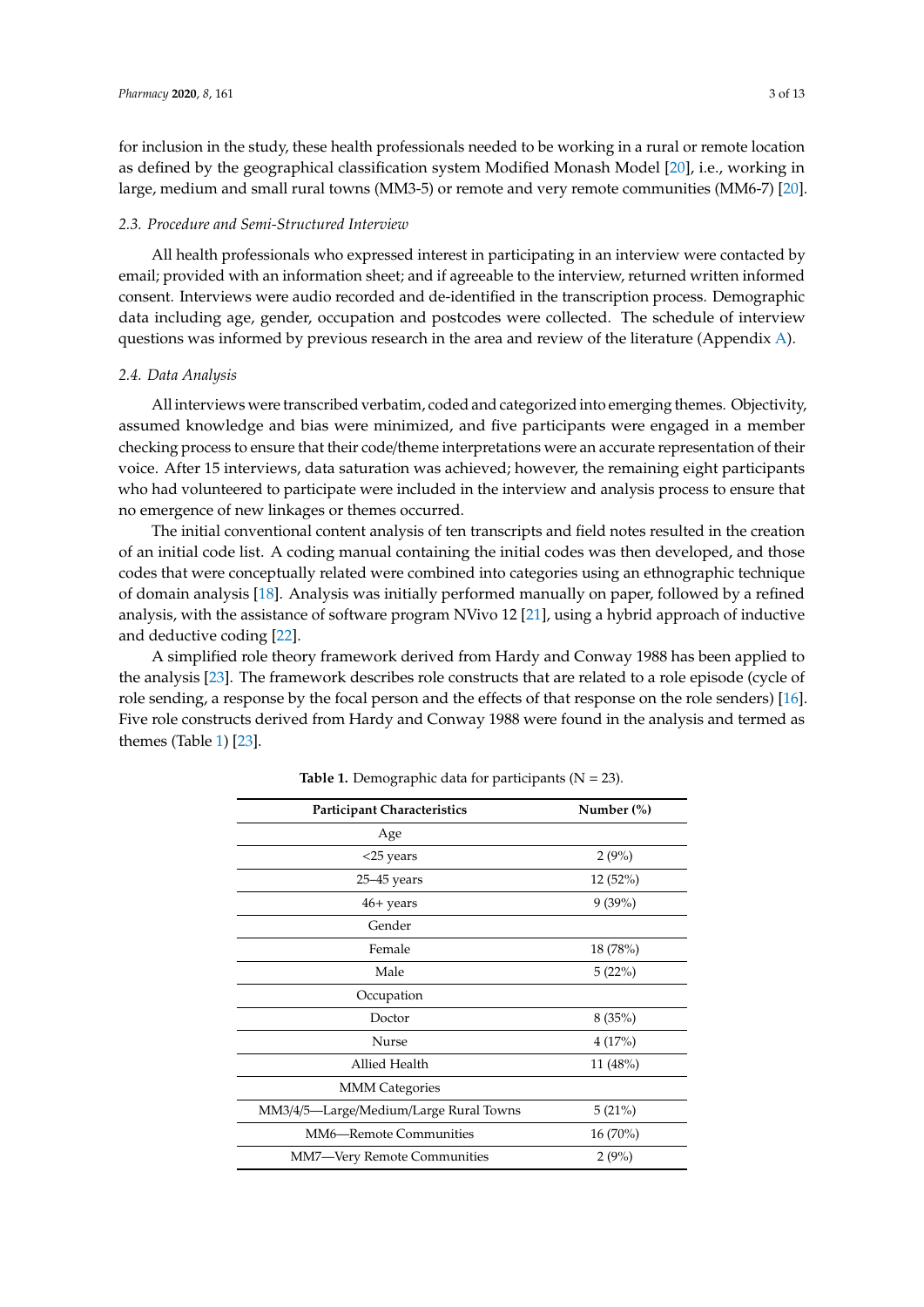for inclusion in the study, these health professionals needed to be working in a rural or remote location as defined by the geographical classification system Modified Monash Model [20], i.e., working in large, medium and small rural towns (MM3-5) or remote and very remote communities (MM6-7) [20].

### 2.3. Procedure and Semi-Structured Interview

All health professionals who expressed interest in participating in an interview were contacted by email; provided with an information sheet; and if agreeable to the interview, returned written informed consent. Interviews were audio recorded and de-identified in the transcription process. Demographic data including age, gender, occupation and postcodes were collected. The schedule of interview questions was informed by previous research in the area and review of the literature (Appendix A).

### 2.4. Data Analysis

All interviews were transcribed verbatim, coded and categorized into emerging themes. Objectivity, assumed knowledge and bias were minimized, and five participants were engaged in a member checking process to ensure that their code/theme interpretations were an accurate representation of their voice. After 15 interviews, data saturation was achieved; however, the remaining eight participants who had volunteered to participate were included in the interview and analysis process to ensure that no emergence of new linkages or themes occurred.

The initial conventional content analysis of ten transcripts and field notes resulted in the creation of an initial code list. A coding manual containing the initial codes was then developed, and those codes that were conceptually related were combined into categories using an ethnographic technique of domain analysis [18]. Analysis was initially performed manually on paper, followed by a refined analysis, with the assistance of software program NVivo 12 [21], using a hybrid approach of inductive and deductive coding [22].

A simplified role theory framework derived from Hardy and Conway 1988 has been applied to the analysis [23]. The framework describes role constructs that are related to a role episode (cycle of role sending, a response by the focal person and the effects of that response on the role senders) [16]. Five role constructs derived from Hardy and Conway 1988 were found in the analysis and termed as themes (Table 1) [23].

**Table 1.** Demographic data for participants (N = 23).

| Participant Characteristics | Number (%) |
|---|---|
| Age | |
| <25 years | 2 (9%) |
| 25–45 years | 12 (52%) |
| 46+ years | 9 (39%) |
| Gender | |
| Female | 18 (78%) |
| Male | 5 (22%) |
| Occupation | |
| Doctor | 8 (35%) |
| Nurse | 4 (17%) |
| Allied Health | 11 (48%) |
| MMM Categories | |
| MM3/4/5—Large/Medium/Large Rural Towns | 5 (21%) |
| MM6—Remote Communities | 16 (70%) |
| MM7—Very Remote Communities | 2 (9%) |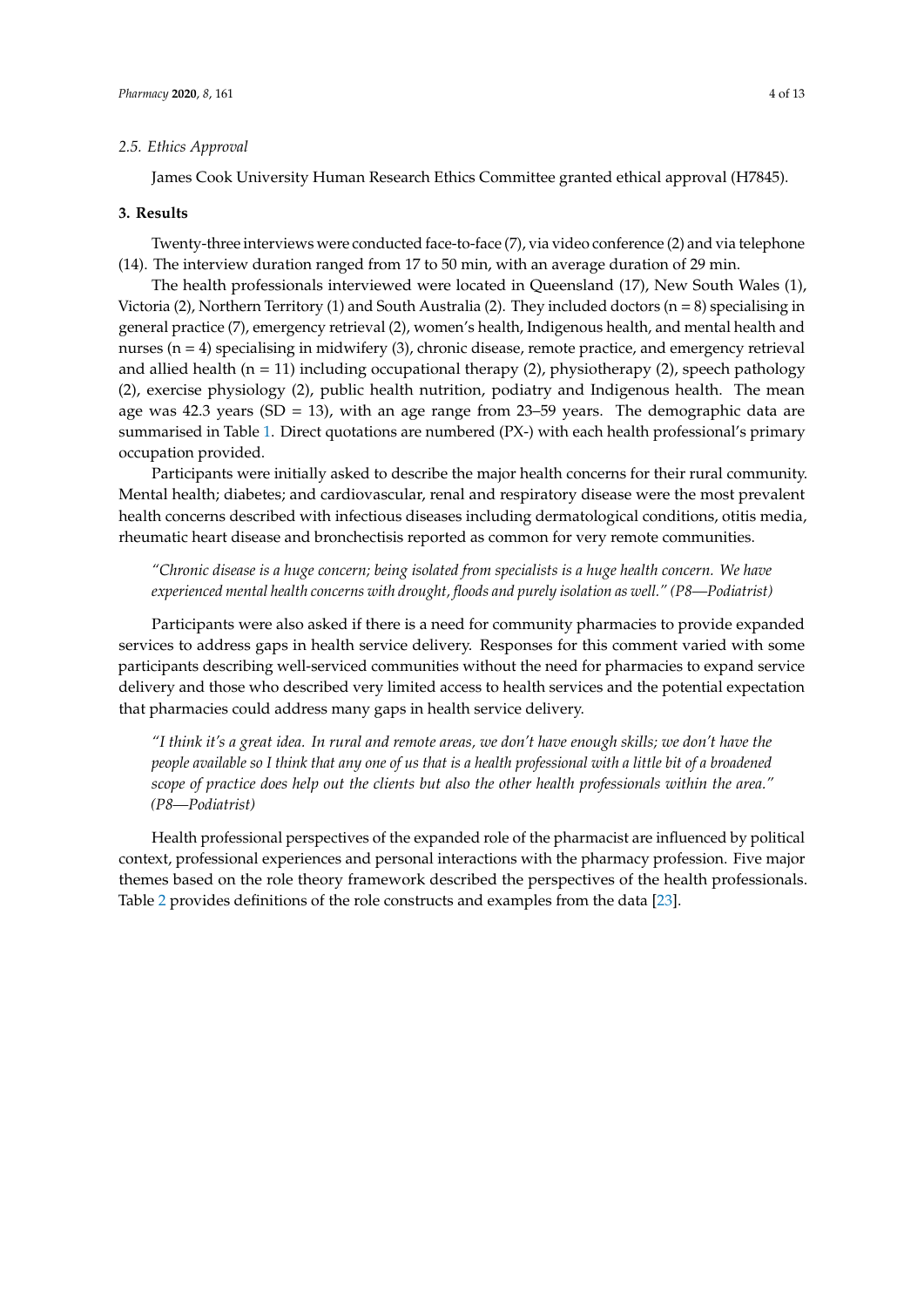### 2.5. Ethics Approval

James Cook University Human Research Ethics Committee granted ethical approval (H7845).

## 3. Results

Twenty-three interviews were conducted face-to-face (7), via video conference (2) and via telephone (14). The interview duration ranged from 17 to 50 min, with an average duration of 29 min.

The health professionals interviewed were located in Queensland (17), New South Wales (1), Victoria (2), Northern Territory (1) and South Australia (2). They included doctors (n = 8) specialising in general practice (7), emergency retrieval (2), women's health, Indigenous health, and mental health and nurses (n = 4) specialising in midwifery (3), chronic disease, remote practice, and emergency retrieval and allied health (n = 11) including occupational therapy (2), physiotherapy (2), speech pathology (2), exercise physiology (2), public health nutrition, podiatry and Indigenous health. The mean age was 42.3 years (SD = 13), with an age range from 23–59 years. The demographic data are summarised in Table 1. Direct quotations are numbered (PX-) with each health professional's primary occupation provided.

Participants were initially asked to describe the major health concerns for their rural community. Mental health; diabetes; and cardiovascular, renal and respiratory disease were the most prevalent health concerns described with infectious diseases including dermatological conditions, otitis media, rheumatic heart disease and bronchectisis reported as common for very remote communities.

> *"Chronic disease is a huge concern; being isolated from specialists is a huge health concern. We have experienced mental health concerns with drought, floods and purely isolation as well." (P8—Podiatrist)*

Participants were also asked if there is a need for community pharmacies to provide expanded services to address gaps in health service delivery. Responses for this comment varied with some participants describing well-serviced communities without the need for pharmacies to expand service delivery and those who described very limited access to health services and the potential expectation that pharmacies could address many gaps in health service delivery.

> *"I think it's a great idea. In rural and remote areas, we don't have enough skills; we don't have the people available so I think that any one of us that is a health professional with a little bit of a broadened scope of practice does help out the clients but also the other health professionals within the area." (P8—Podiatrist)*

Health professional perspectives of the expanded role of the pharmacist are influenced by political context, professional experiences and personal interactions with the pharmacy profession. Five major themes based on the role theory framework described the perspectives of the health professionals. Table 2 provides definitions of the role constructs and examples from the data [23].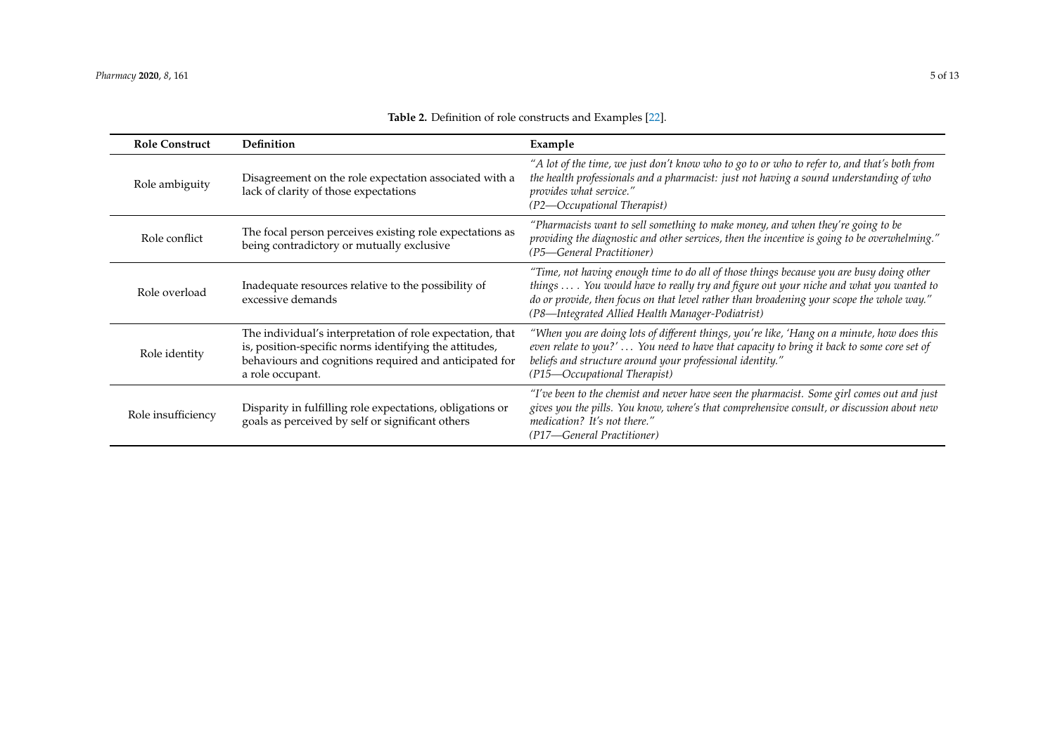**Table 2.** Definition of role constructs and Examples [22].

| Role Construct | Definition | Example |
|---|---|---|
| Role ambiguity | Disagreement on the role expectation associated with a lack of clarity of those expectations | *"A lot of the time, we just don't know who to go to or who to refer to, and that's both from the health professionals and a pharmacist: just not having a sound understanding of who provides what service." (P2—Occupational Therapist)* |
| Role conflict | The focal person perceives existing role expectations as being contradictory or mutually exclusive | *"Pharmacists want to sell something to make money, and when they're going to be providing the diagnostic and other services, then the incentive is going to be overwhelming." (P5—General Practitioner)* |
| Role overload | Inadequate resources relative to the possibility of excessive demands | *"Time, not having enough time to do all of those things because you are busy doing other things . . . . You would have to really try and figure out your niche and what you wanted to do or provide, then focus on that level rather than broadening your scope the whole way." (P8—Integrated Allied Health Manager-Podiatrist)* |
| Role identity | The individual's interpretation of role expectation, that is, position-specific norms identifying the attitudes, behaviours and cognitions required and anticipated for a role occupant. | *"When you are doing lots of different things, you're like, 'Hang on a minute, how does this even relate to you?' . . . You need to have that capacity to bring it back to some core set of beliefs and structure around your professional identity." (P15—Occupational Therapist)* |
| Role insufficiency | Disparity in fulfilling role expectations, obligations or goals as perceived by self or significant others | *"I've been to the chemist and never have seen the pharmacist. Some girl comes out and just gives you the pills. You know, where's that comprehensive consult, or discussion about new medication? It's not there." (P17—General Practitioner)* |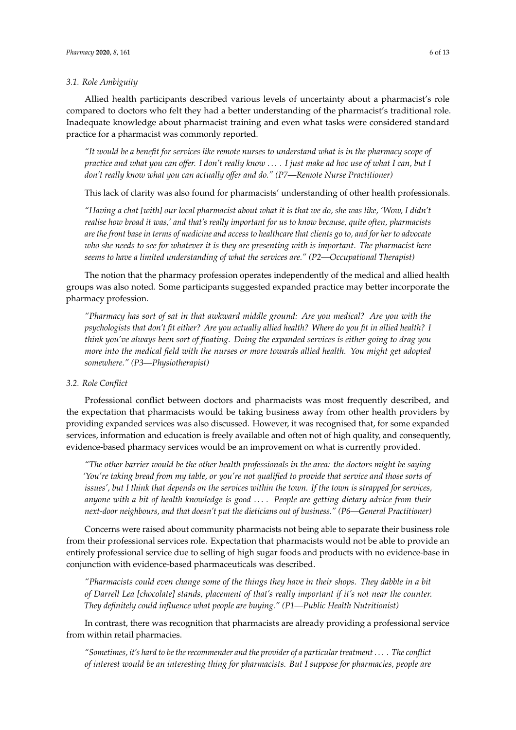### 3.1. Role Ambiguity

Allied health participants described various levels of uncertainty about a pharmacist's role compared to doctors who felt they had a better understanding of the pharmacist's traditional role. Inadequate knowledge about pharmacist training and even what tasks were considered standard practice for a pharmacist was commonly reported.

> *"It would be a benefit for services like remote nurses to understand what is in the pharmacy scope of practice and what you can offer. I don't really know . . . . I just make ad hoc use of what I can, but I don't really know what you can actually offer and do." (P7—Remote Nurse Practitioner)*

This lack of clarity was also found for pharmacists' understanding of other health professionals.

> *"Having a chat [with] our local pharmacist about what it is that we do, she was like, 'Wow, I didn't realise how broad it was,' and that's really important for us to know because, quite often, pharmacists are the front base in terms of medicine and access to healthcare that clients go to, and for her to advocate who she needs to see for whatever it is they are presenting with is important. The pharmacist here seems to have a limited understanding of what the services are." (P2—Occupational Therapist)*

The notion that the pharmacy profession operates independently of the medical and allied health groups was also noted. Some participants suggested expanded practice may better incorporate the pharmacy profession.

> *"Pharmacy has sort of sat in that awkward middle ground: Are you medical? Are you with the psychologists that don't fit either? Are you actually allied health? Where do you fit in allied health? I think you've always been sort of floating. Doing the expanded services is either going to drag you more into the medical field with the nurses or more towards allied health. You might get adopted somewhere." (P3—Physiotherapist)*

### 3.2. Role Conflict

Professional conflict between doctors and pharmacists was most frequently described, and the expectation that pharmacists would be taking business away from other health providers by providing expanded services was also discussed. However, it was recognised that, for some expanded services, information and education is freely available and often not of high quality, and consequently, evidence-based pharmacy services would be an improvement on what is currently provided.

> *"The other barrier would be the other health professionals in the area: the doctors might be saying 'You're taking bread from my table, or you're not qualified to provide that service and those sorts of issues', but I think that depends on the services within the town. If the town is strapped for services, anyone with a bit of health knowledge is good . . . . People are getting dietary advice from their next-door neighbours, and that doesn't put the dieticians out of business." (P6—General Practitioner)*

Concerns were raised about community pharmacists not being able to separate their business role from their professional services role. Expectation that pharmacists would not be able to provide an entirely professional service due to selling of high sugar foods and products with no evidence-base in conjunction with evidence-based pharmaceuticals was described.

> *"Pharmacists could even change some of the things they have in their shops. They dabble in a bit of Darrell Lea [chocolate] stands, placement of that's really important if it's not near the counter. They definitely could influence what people are buying." (P1—Public Health Nutritionist)*

In contrast, there was recognition that pharmacists are already providing a professional service from within retail pharmacies.

> *"Sometimes, it's hard to be the recommender and the provider of a particular treatment . . . . The conflict of interest would be an interesting thing for pharmacists. But I suppose for pharmacies, people are*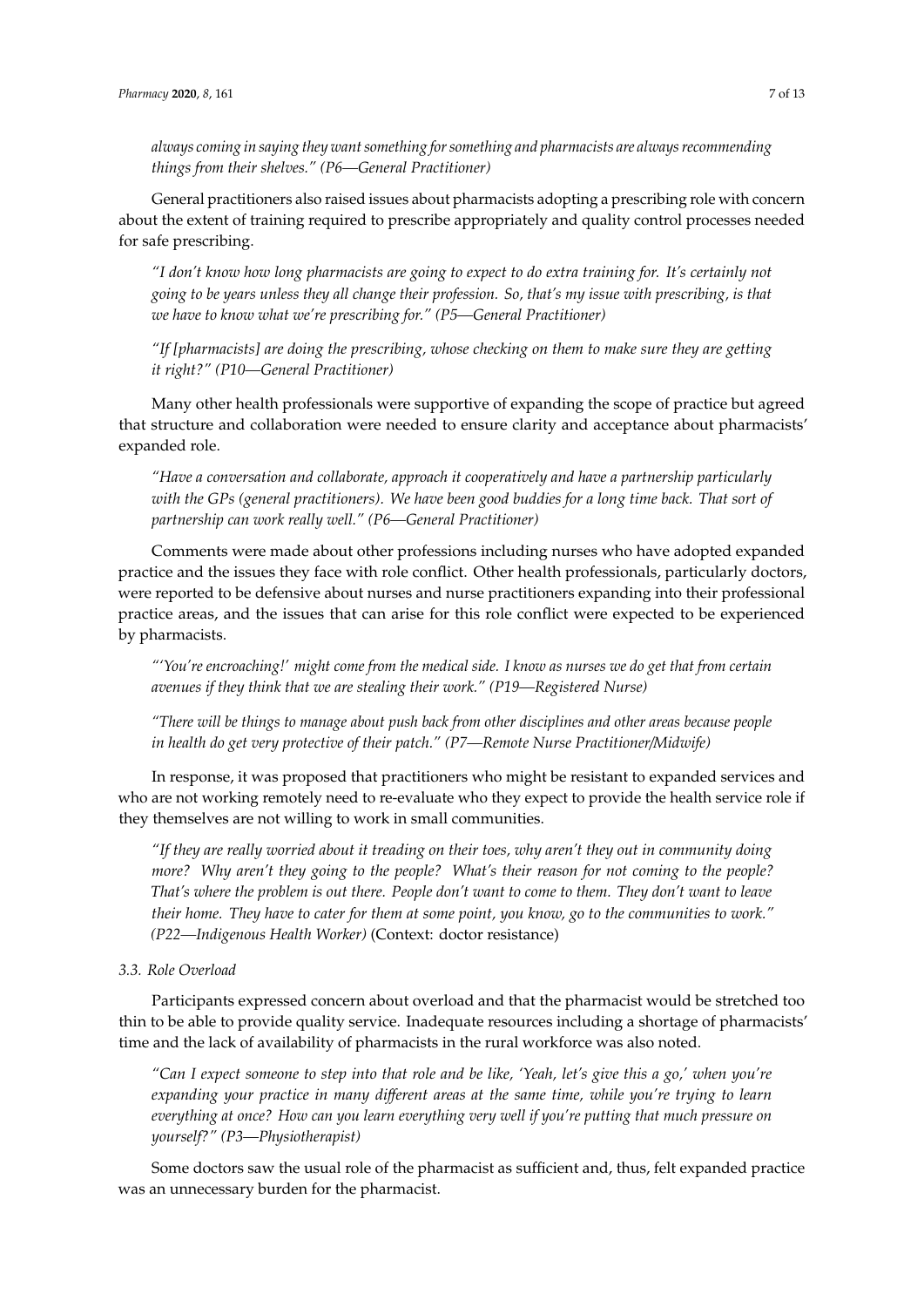*always coming in saying they want something for something and pharmacists are always recommending things from their shelves." (P6—General Practitioner)*

General practitioners also raised issues about pharmacists adopting a prescribing role with concern about the extent of training required to prescribe appropriately and quality control processes needed for safe prescribing.

> *"I don't know how long pharmacists are going to expect to do extra training for. It's certainly not going to be years unless they all change their profession. So, that's my issue with prescribing, is that we have to know what we're prescribing for." (P5—General Practitioner)*

> *"If [pharmacists] are doing the prescribing, whose checking on them to make sure they are getting it right?" (P10—General Practitioner)*

Many other health professionals were supportive of expanding the scope of practice but agreed that structure and collaboration were needed to ensure clarity and acceptance about pharmacists' expanded role.

> *"Have a conversation and collaborate, approach it cooperatively and have a partnership particularly with the GPs (general practitioners). We have been good buddies for a long time back. That sort of partnership can work really well." (P6—General Practitioner)*

Comments were made about other professions including nurses who have adopted expanded practice and the issues they face with role conflict. Other health professionals, particularly doctors, were reported to be defensive about nurses and nurse practitioners expanding into their professional practice areas, and the issues that can arise for this role conflict were expected to be experienced by pharmacists.

> *"'You're encroaching!' might come from the medical side. I know as nurses we do get that from certain avenues if they think that we are stealing their work." (P19—Registered Nurse)*

> *"There will be things to manage about push back from other disciplines and other areas because people in health do get very protective of their patch." (P7—Remote Nurse Practitioner/Midwife)*

In response, it was proposed that practitioners who might be resistant to expanded services and who are not working remotely need to re-evaluate who they expect to provide the health service role if they themselves are not willing to work in small communities.

> *"If they are really worried about it treading on their toes, why aren't they out in community doing more? Why aren't they going to the people? What's their reason for not coming to the people? That's where the problem is out there. People don't want to come to them. They don't want to leave their home. They have to cater for them at some point, you know, go to the communities to work." (P22—Indigenous Health Worker)* (Context: doctor resistance)

### *3.3. Role Overload*

Participants expressed concern about overload and that the pharmacist would be stretched too thin to be able to provide quality service. Inadequate resources including a shortage of pharmacists' time and the lack of availability of pharmacists in the rural workforce was also noted.

> *"Can I expect someone to step into that role and be like, 'Yeah, let's give this a go,' when you're expanding your practice in many different areas at the same time, while you're trying to learn everything at once? How can you learn everything very well if you're putting that much pressure on yourself?" (P3—Physiotherapist)*

Some doctors saw the usual role of the pharmacist as sufficient and, thus, felt expanded practice was an unnecessary burden for the pharmacist.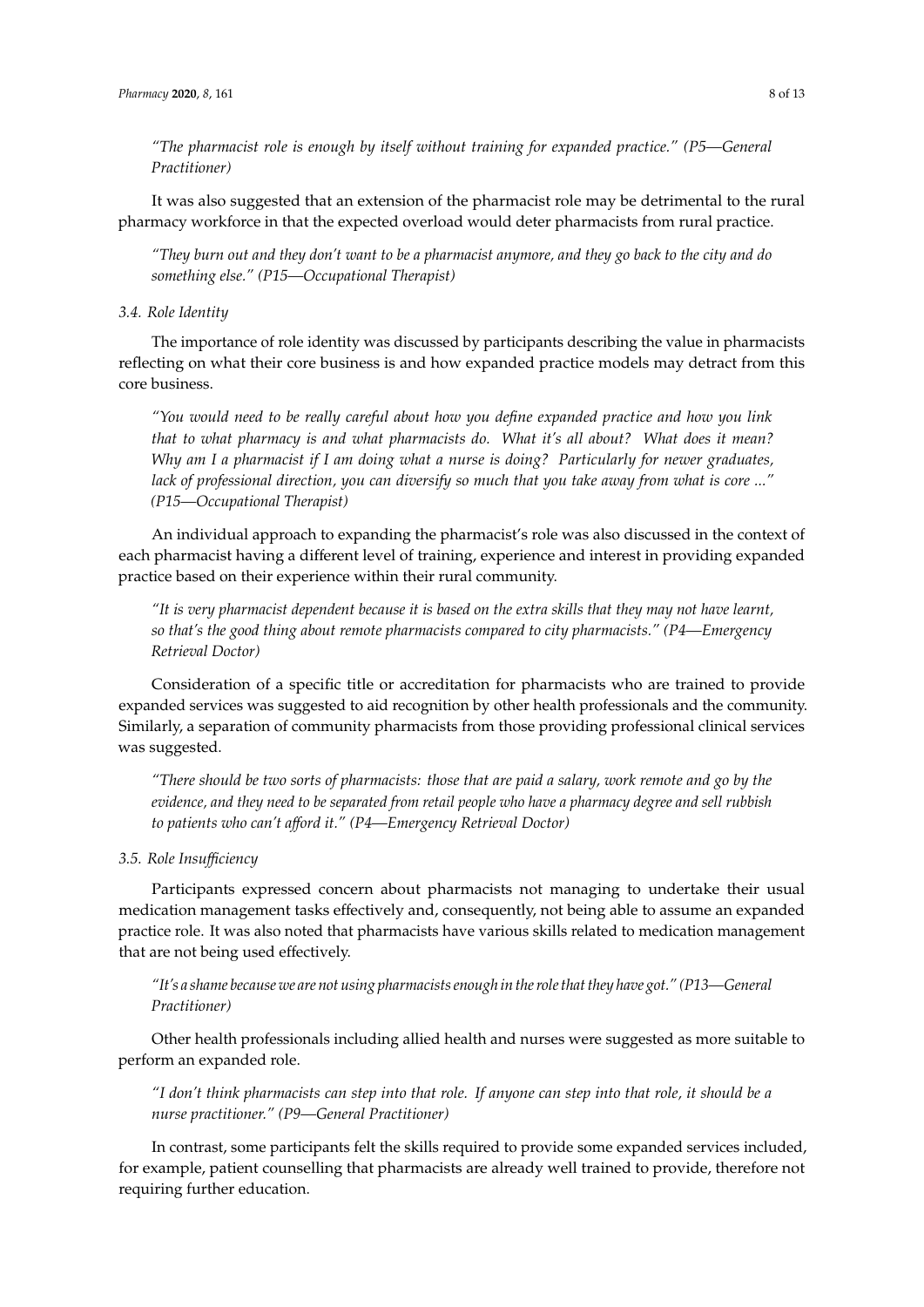*"The pharmacist role is enough by itself without training for expanded practice." (P5—General Practitioner)*

It was also suggested that an extension of the pharmacist role may be detrimental to the rural pharmacy workforce in that the expected overload would deter pharmacists from rural practice.

*"They burn out and they don't want to be a pharmacist anymore, and they go back to the city and do something else." (P15—Occupational Therapist)*

### 3.4. Role Identity

The importance of role identity was discussed by participants describing the value in pharmacists reflecting on what their core business is and how expanded practice models may detract from this core business.

*"You would need to be really careful about how you define expanded practice and how you link that to what pharmacy is and what pharmacists do. What it's all about? What does it mean? Why am I a pharmacist if I am doing what a nurse is doing? Particularly for newer graduates, lack of professional direction, you can diversify so much that you take away from what is core ..." (P15—Occupational Therapist)*

An individual approach to expanding the pharmacist's role was also discussed in the context of each pharmacist having a different level of training, experience and interest in providing expanded practice based on their experience within their rural community.

*"It is very pharmacist dependent because it is based on the extra skills that they may not have learnt, so that's the good thing about remote pharmacists compared to city pharmacists." (P4—Emergency Retrieval Doctor)*

Consideration of a specific title or accreditation for pharmacists who are trained to provide expanded services was suggested to aid recognition by other health professionals and the community. Similarly, a separation of community pharmacists from those providing professional clinical services was suggested.

*"There should be two sorts of pharmacists: those that are paid a salary, work remote and go by the evidence, and they need to be separated from retail people who have a pharmacy degree and sell rubbish to patients who can't afford it." (P4—Emergency Retrieval Doctor)*

### 3.5. Role Insufficiency

Participants expressed concern about pharmacists not managing to undertake their usual medication management tasks effectively and, consequently, not being able to assume an expanded practice role. It was also noted that pharmacists have various skills related to medication management that are not being used effectively.

*"It's a shame because we are not using pharmacists enough in the role that they have got." (P13—General Practitioner)*

Other health professionals including allied health and nurses were suggested as more suitable to perform an expanded role.

*"I don't think pharmacists can step into that role. If anyone can step into that role, it should be a nurse practitioner." (P9—General Practitioner)*

In contrast, some participants felt the skills required to provide some expanded services included, for example, patient counselling that pharmacists are already well trained to provide, therefore not requiring further education.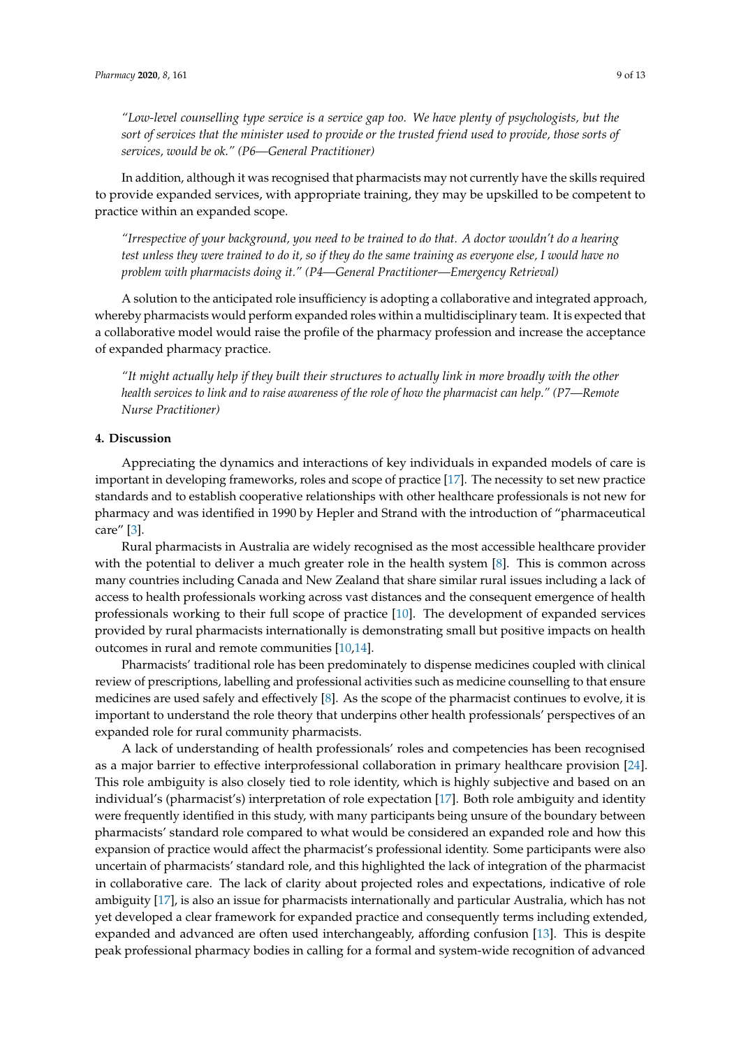*"Low-level counselling type service is a service gap too. We have plenty of psychologists, but the sort of services that the minister used to provide or the trusted friend used to provide, those sorts of services, would be ok." (P6—General Practitioner)*

In addition, although it was recognised that pharmacists may not currently have the skills required to provide expanded services, with appropriate training, they may be upskilled to be competent to practice within an expanded scope.

*"Irrespective of your background, you need to be trained to do that. A doctor wouldn't do a hearing test unless they were trained to do it, so if they do the same training as everyone else, I would have no problem with pharmacists doing it." (P4—General Practitioner—Emergency Retrieval)*

A solution to the anticipated role insufficiency is adopting a collaborative and integrated approach, whereby pharmacists would perform expanded roles within a multidisciplinary team. It is expected that a collaborative model would raise the profile of the pharmacy profession and increase the acceptance of expanded pharmacy practice.

*"It might actually help if they built their structures to actually link in more broadly with the other health services to link and to raise awareness of the role of how the pharmacist can help." (P7—Remote Nurse Practitioner)*

## 4. Discussion

Appreciating the dynamics and interactions of key individuals in expanded models of care is important in developing frameworks, roles and scope of practice [17]. The necessity to set new practice standards and to establish cooperative relationships with other healthcare professionals is not new for pharmacy and was identified in 1990 by Hepler and Strand with the introduction of "pharmaceutical care" [3].

Rural pharmacists in Australia are widely recognised as the most accessible healthcare provider with the potential to deliver a much greater role in the health system [8]. This is common across many countries including Canada and New Zealand that share similar rural issues including a lack of access to health professionals working across vast distances and the consequent emergence of health professionals working to their full scope of practice [10]. The development of expanded services provided by rural pharmacists internationally is demonstrating small but positive impacts on health outcomes in rural and remote communities [10,14].

Pharmacists' traditional role has been predominately to dispense medicines coupled with clinical review of prescriptions, labelling and professional activities such as medicine counselling to that ensure medicines are used safely and effectively [8]. As the scope of the pharmacist continues to evolve, it is important to understand the role theory that underpins other health professionals' perspectives of an expanded role for rural community pharmacists.

A lack of understanding of health professionals' roles and competencies has been recognised as a major barrier to effective interprofessional collaboration in primary healthcare provision [24]. This role ambiguity is also closely tied to role identity, which is highly subjective and based on an individual's (pharmacist's) interpretation of role expectation [17]. Both role ambiguity and identity were frequently identified in this study, with many participants being unsure of the boundary between pharmacists' standard role compared to what would be considered an expanded role and how this expansion of practice would affect the pharmacist's professional identity. Some participants were also uncertain of pharmacists' standard role, and this highlighted the lack of integration of the pharmacist in collaborative care. The lack of clarity about projected roles and expectations, indicative of role ambiguity [17], is also an issue for pharmacists internationally and particular Australia, which has not yet developed a clear framework for expanded practice and consequently terms including extended, expanded and advanced are often used interchangeably, affording confusion [13]. This is despite peak professional pharmacy bodies in calling for a formal and system-wide recognition of advanced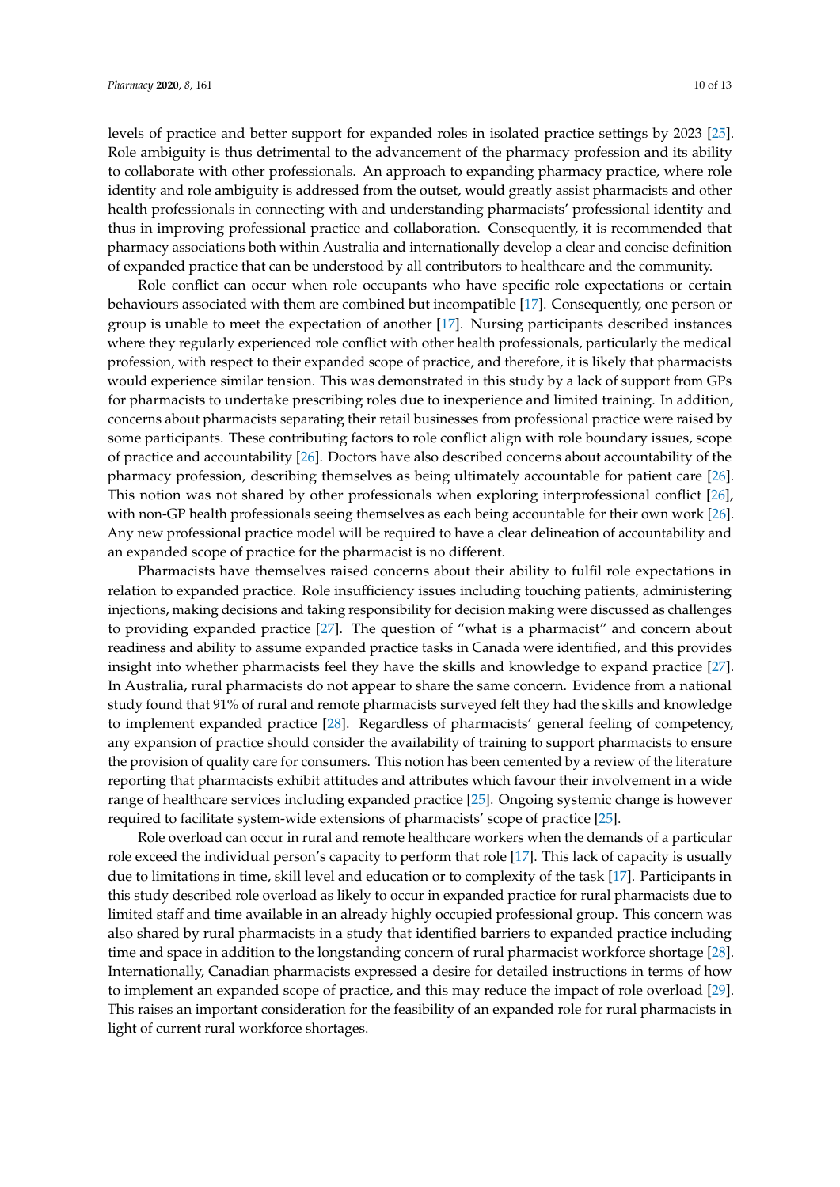levels of practice and better support for expanded roles in isolated practice settings by 2023 [25]. Role ambiguity is thus detrimental to the advancement of the pharmacy profession and its ability to collaborate with other professionals. An approach to expanding pharmacy practice, where role identity and role ambiguity is addressed from the outset, would greatly assist pharmacists and other health professionals in connecting with and understanding pharmacists' professional identity and thus in improving professional practice and collaboration. Consequently, it is recommended that pharmacy associations both within Australia and internationally develop a clear and concise definition of expanded practice that can be understood by all contributors to healthcare and the community.

Role conflict can occur when role occupants who have specific role expectations or certain behaviours associated with them are combined but incompatible [17]. Consequently, one person or group is unable to meet the expectation of another [17]. Nursing participants described instances where they regularly experienced role conflict with other health professionals, particularly the medical profession, with respect to their expanded scope of practice, and therefore, it is likely that pharmacists would experience similar tension. This was demonstrated in this study by a lack of support from GPs for pharmacists to undertake prescribing roles due to inexperience and limited training. In addition, concerns about pharmacists separating their retail businesses from professional practice were raised by some participants. These contributing factors to role conflict align with role boundary issues, scope of practice and accountability [26]. Doctors have also described concerns about accountability of the pharmacy profession, describing themselves as being ultimately accountable for patient care [26]. This notion was not shared by other professionals when exploring interprofessional conflict [26], with non-GP health professionals seeing themselves as each being accountable for their own work [26]. Any new professional practice model will be required to have a clear delineation of accountability and an expanded scope of practice for the pharmacist is no different.

Pharmacists have themselves raised concerns about their ability to fulfil role expectations in relation to expanded practice. Role insufficiency issues including touching patients, administering injections, making decisions and taking responsibility for decision making were discussed as challenges to providing expanded practice [27]. The question of "what is a pharmacist" and concern about readiness and ability to assume expanded practice tasks in Canada were identified, and this provides insight into whether pharmacists feel they have the skills and knowledge to expand practice [27]. In Australia, rural pharmacists do not appear to share the same concern. Evidence from a national study found that 91% of rural and remote pharmacists surveyed felt they had the skills and knowledge to implement expanded practice [28]. Regardless of pharmacists' general feeling of competency, any expansion of practice should consider the availability of training to support pharmacists to ensure the provision of quality care for consumers. This notion has been cemented by a review of the literature reporting that pharmacists exhibit attitudes and attributes which favour their involvement in a wide range of healthcare services including expanded practice [25]. Ongoing systemic change is however required to facilitate system-wide extensions of pharmacists' scope of practice [25].

Role overload can occur in rural and remote healthcare workers when the demands of a particular role exceed the individual person's capacity to perform that role [17]. This lack of capacity is usually due to limitations in time, skill level and education or to complexity of the task [17]. Participants in this study described role overload as likely to occur in expanded practice for rural pharmacists due to limited staff and time available in an already highly occupied professional group. This concern was also shared by rural pharmacists in a study that identified barriers to expanded practice including time and space in addition to the longstanding concern of rural pharmacist workforce shortage [28]. Internationally, Canadian pharmacists expressed a desire for detailed instructions in terms of how to implement an expanded scope of practice, and this may reduce the impact of role overload [29]. This raises an important consideration for the feasibility of an expanded role for rural pharmacists in light of current rural workforce shortages.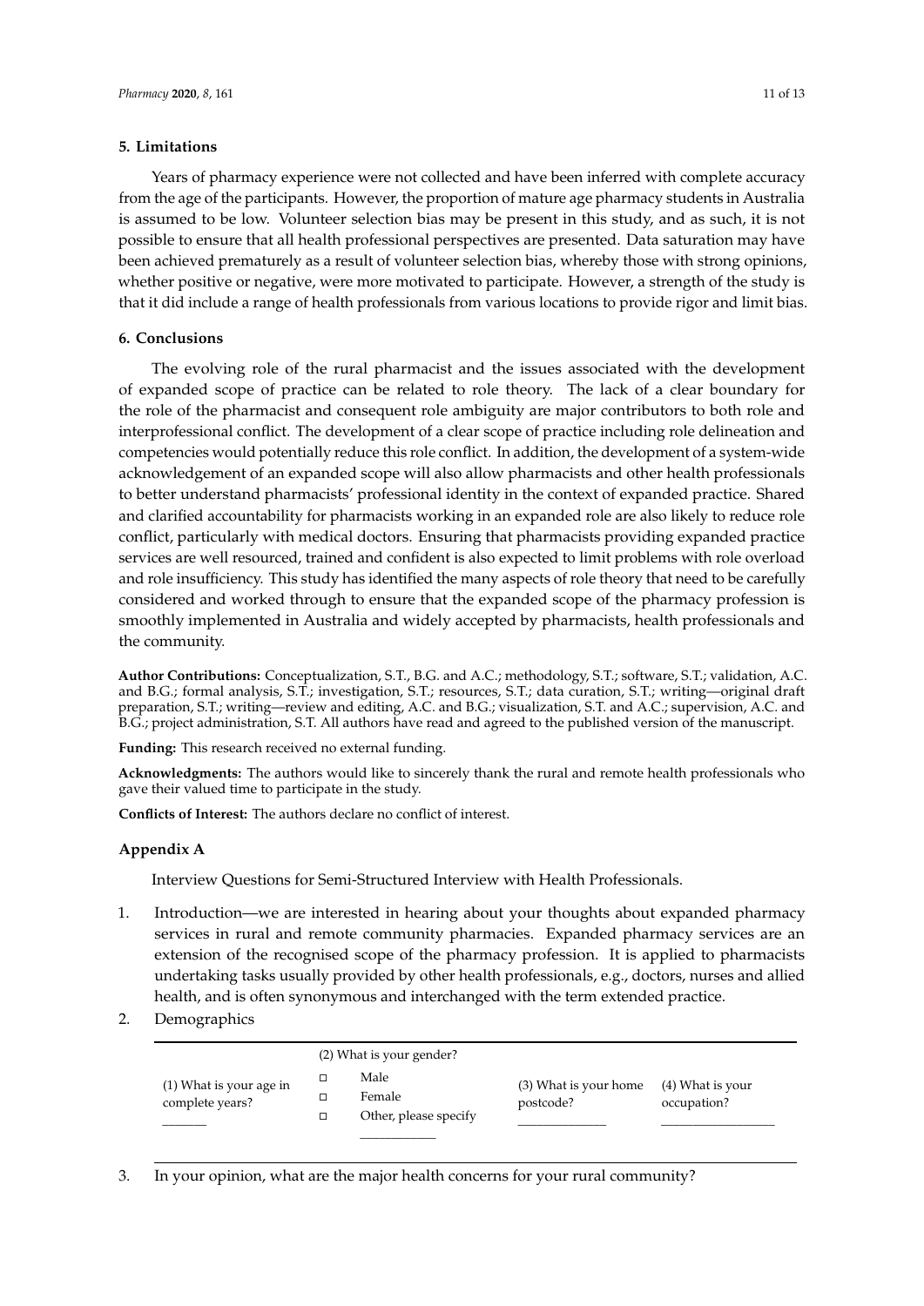## 5. Limitations

Years of pharmacy experience were not collected and have been inferred with complete accuracy from the age of the participants. However, the proportion of mature age pharmacy students in Australia is assumed to be low. Volunteer selection bias may be present in this study, and as such, it is not possible to ensure that all health professional perspectives are presented. Data saturation may have been achieved prematurely as a result of volunteer selection bias, whereby those with strong opinions, whether positive or negative, were more motivated to participate. However, a strength of the study is that it did include a range of health professionals from various locations to provide rigor and limit bias.

## 6. Conclusions

The evolving role of the rural pharmacist and the issues associated with the development of expanded scope of practice can be related to role theory. The lack of a clear boundary for the role of the pharmacist and consequent role ambiguity are major contributors to both role and interprofessional conflict. The development of a clear scope of practice including role delineation and competencies would potentially reduce this role conflict. In addition, the development of a system-wide acknowledgement of an expanded scope will also allow pharmacists and other health professionals to better understand pharmacists' professional identity in the context of expanded practice. Shared and clarified accountability for pharmacists working in an expanded role are also likely to reduce role conflict, particularly with medical doctors. Ensuring that pharmacists providing expanded practice services are well resourced, trained and confident is also expected to limit problems with role overload and role insufficiency. This study has identified the many aspects of role theory that need to be carefully considered and worked through to ensure that the expanded scope of the pharmacy profession is smoothly implemented in Australia and widely accepted by pharmacists, health professionals and the community.

**Author Contributions:** Conceptualization, S.T., B.G. and A.C.; methodology, S.T.; software, S.T.; validation, A.C. and B.G.; formal analysis, S.T.; investigation, S.T.; resources, S.T.; data curation, S.T.; writing—original draft preparation, S.T.; writing—review and editing, A.C. and B.G.; visualization, S.T. and A.C.; supervision, A.C. and B.G.; project administration, S.T. All authors have read and agreed to the published version of the manuscript.

**Funding:** This research received no external funding.

**Acknowledgments:** The authors would like to sincerely thank the rural and remote health professionals who gave their valued time to participate in the study.

**Conflicts of Interest:** The authors declare no conflict of interest.

## Appendix A

Interview Questions for Semi-Structured Interview with Health Professionals.

1. Introduction—we are interested in hearing about your thoughts about expanded pharmacy services in rural and remote community pharmacies. Expanded pharmacy services are an extension of the recognised scope of the pharmacy profession. It is applied to pharmacists undertaking tasks usually provided by other health professionals, e.g., doctors, nurses and allied health, and is often synonymous and interchanged with the term extended practice.
2. Demographics

| | | | |
|---|---|---|---|
| (1) What is your age in complete years? _______ | (2) What is your gender? ☐ Male ☐ Female ☐ Other, please specify ___________ | (3) What is your home postcode? _____________ | (4) What is your occupation? _________________ |

3. In your opinion, what are the major health concerns for your rural community?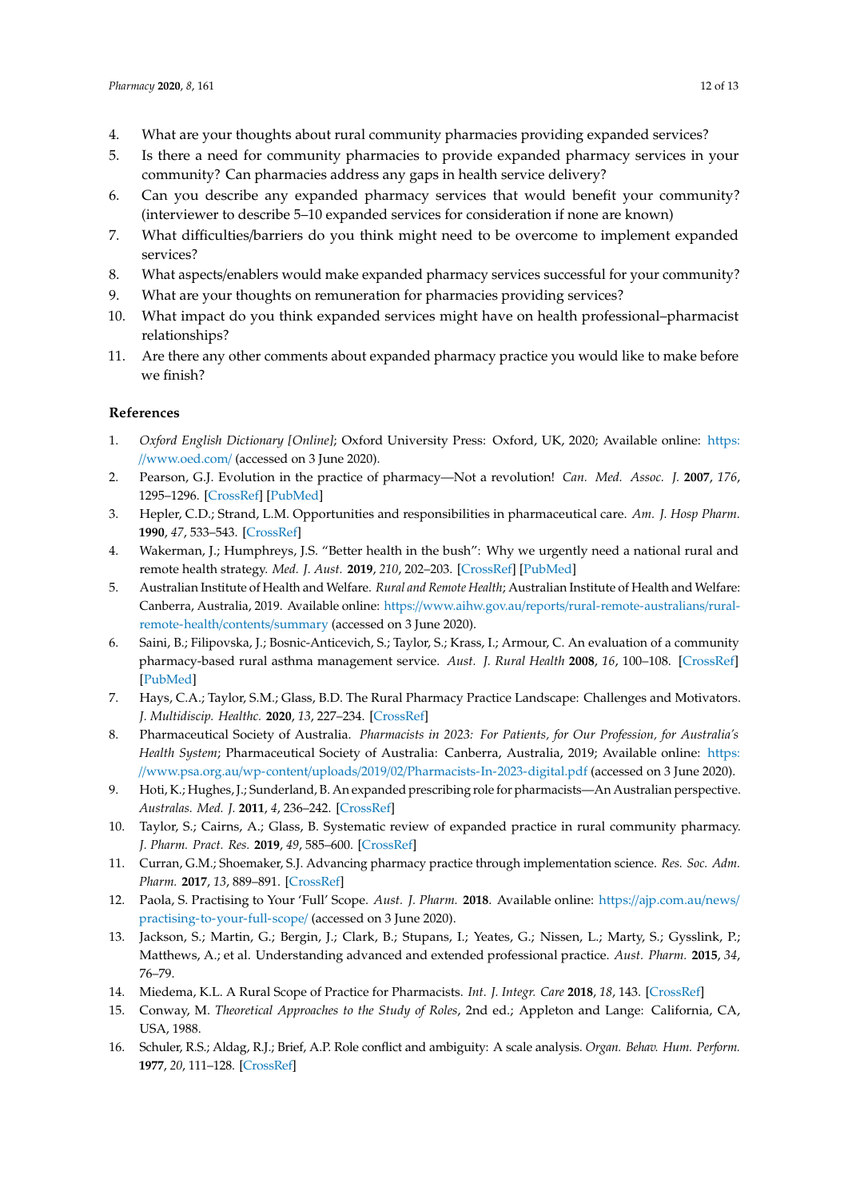4. What are your thoughts about rural community pharmacies providing expanded services?
5. Is there a need for community pharmacies to provide expanded pharmacy services in your community? Can pharmacies address any gaps in health service delivery?
6. Can you describe any expanded pharmacy services that would benefit your community? (interviewer to describe 5–10 expanded services for consideration if none are known)
7. What difficulties/barriers do you think might need to be overcome to implement expanded services?
8. What aspects/enablers would make expanded pharmacy services successful for your community?
9. What are your thoughts on remuneration for pharmacies providing services?
10. What impact do you think expanded services might have on health professional–pharmacist relationships?
11. Are there any other comments about expanded pharmacy practice you would like to make before we finish?

## References

1. *Oxford English Dictionary [Online]*; Oxford University Press: Oxford, UK, 2020; Available online: https://www.oed.com/ (accessed on 3 June 2020).
2. Pearson, G.J. Evolution in the practice of pharmacy—Not a revolution! *Can. Med. Assoc. J.* **2007**, *176*, 1295–1296. [CrossRef] [PubMed]
3. Hepler, C.D.; Strand, L.M. Opportunities and responsibilities in pharmaceutical care. *Am. J. Hosp Pharm.* **1990**, *47*, 533–543. [CrossRef]
4. Wakerman, J.; Humphreys, J.S. "Better health in the bush": Why we urgently need a national rural and remote health strategy. *Med. J. Aust.* **2019**, *210*, 202–203. [CrossRef] [PubMed]
5. Australian Institute of Health and Welfare. *Rural and Remote Health*; Australian Institute of Health and Welfare: Canberra, Australia, 2019. Available online: https://www.aihw.gov.au/reports/rural-remote-australians/rural-remote-health/contents/summary (accessed on 3 June 2020).
6. Saini, B.; Filipovska, J.; Bosnic-Anticevich, S.; Taylor, S.; Krass, I.; Armour, C. An evaluation of a community pharmacy-based rural asthma management service. *Aust. J. Rural Health* **2008**, *16*, 100–108. [CrossRef] [PubMed]
7. Hays, C.A.; Taylor, S.M.; Glass, B.D. The Rural Pharmacy Practice Landscape: Challenges and Motivators. *J. Multidiscip. Healthc.* **2020**, *13*, 227–234. [CrossRef]
8. Pharmaceutical Society of Australia. *Pharmacists in 2023: For Patients, for Our Profession, for Australia's Health System*; Pharmaceutical Society of Australia: Canberra, Australia, 2019; Available online: https://www.psa.org.au/wp-content/uploads/2019/02/Pharmacists-In-2023-digital.pdf (accessed on 3 June 2020).
9. Hoti, K.; Hughes, J.; Sunderland, B. An expanded prescribing role for pharmacists—An Australian perspective. *Australas. Med. J.* **2011**, *4*, 236–242. [CrossRef]
10. Taylor, S.; Cairns, A.; Glass, B. Systematic review of expanded practice in rural community pharmacy. *J. Pharm. Pract. Res.* **2019**, *49*, 585–600. [CrossRef]
11. Curran, G.M.; Shoemaker, S.J. Advancing pharmacy practice through implementation science. *Res. Soc. Adm. Pharm.* **2017**, *13*, 889–891. [CrossRef]
12. Paola, S. Practising to Your 'Full' Scope. *Aust. J. Pharm.* **2018**. Available online: https://ajp.com.au/news/practising-to-your-full-scope/ (accessed on 3 June 2020).
13. Jackson, S.; Martin, G.; Bergin, J.; Clark, B.; Stupans, I.; Yeates, G.; Nissen, L.; Marty, S.; Gysslink, P.; Matthews, A.; et al. Understanding advanced and extended professional practice. *Aust. Pharm.* **2015**, *34*, 76–79.
14. Miedema, K.L. A Rural Scope of Practice for Pharmacists. *Int. J. Integr. Care* **2018**, *18*, 143. [CrossRef]
15. Conway, M. *Theoretical Approaches to the Study of Roles*, 2nd ed.; Appleton and Lange: California, CA, USA, 1988.
16. Schuler, R.S.; Aldag, R.J.; Brief, A.P. Role conflict and ambiguity: A scale analysis. *Organ. Behav. Hum. Perform.* **1977**, *20*, 111–128. [CrossRef]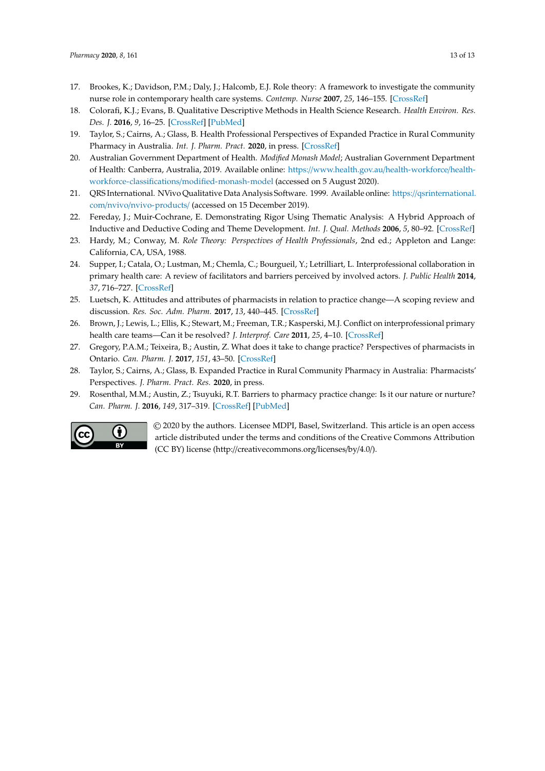17. Brookes, K.; Davidson, P.M.; Daly, J.; Halcomb, E.J. Role theory: A framework to investigate the community nurse role in contemporary health care systems. *Contemp. Nurse* **2007**, *25*, 146–155. [CrossRef]
18. Colorafi, K.J.; Evans, B. Qualitative Descriptive Methods in Health Science Research. *Health Environ. Res. Des. J.* **2016**, *9*, 16–25. [CrossRef] [PubMed]
19. Taylor, S.; Cairns, A.; Glass, B. Health Professional Perspectives of Expanded Practice in Rural Community Pharmacy in Australia. *Int. J. Pharm. Pract.* **2020**, in press. [CrossRef]
20. Australian Government Department of Health. *Modified Monash Model*; Australian Government Department of Health: Canberra, Australia, 2019. Available online: https://www.health.gov.au/health-workforce/health-workforce-classifications/modified-monash-model (accessed on 5 August 2020).
21. QRS International. NVivo Qualitative Data Analysis Software. 1999. Available online: https://qsrinternational.com/nvivo/nvivo-products/ (accessed on 15 December 2019).
22. Fereday, J.; Muir-Cochrane, E. Demonstrating Rigor Using Thematic Analysis: A Hybrid Approach of Inductive and Deductive Coding and Theme Development. *Int. J. Qual. Methods* **2006**, *5*, 80–92. [CrossRef]
23. Hardy, M.; Conway, M. *Role Theory: Perspectives of Health Professionals*, 2nd ed.; Appleton and Lange: California, CA, USA, 1988.
24. Supper, I.; Catala, O.; Lustman, M.; Chemla, C.; Bourgueil, Y.; Letrilliart, L. Interprofessional collaboration in primary health care: A review of facilitators and barriers perceived by involved actors. *J. Public Health* **2014**, *37*, 716–727. [CrossRef]
25. Luetsch, K. Attitudes and attributes of pharmacists in relation to practice change—A scoping review and discussion. *Res. Soc. Adm. Pharm.* **2017**, *13*, 440–445. [CrossRef]
26. Brown, J.; Lewis, L.; Ellis, K.; Stewart, M.; Freeman, T.R.; Kasperski, M.J. Conflict on interprofessional primary health care teams—Can it be resolved? *J. Interprof. Care* **2011**, *25*, 4–10. [CrossRef]
27. Gregory, P.A.M.; Teixeira, B.; Austin, Z. What does it take to change practice? Perspectives of pharmacists in Ontario. *Can. Pharm. J.* **2017**, *151*, 43–50. [CrossRef]
28. Taylor, S.; Cairns, A.; Glass, B. Expanded Practice in Rural Community Pharmacy in Australia: Pharmacists' Perspectives. *J. Pharm. Pract. Res.* **2020**, in press.
29. Rosenthal, M.M.; Austin, Z.; Tsuyuki, R.T. Barriers to pharmacy practice change: Is it our nature or nurture? *Can. Pharm. J.* **2016**, *149*, 317–319. [CrossRef] [PubMed]

© 2020 by the authors. Licensee MDPI, Basel, Switzerland. This article is an open access article distributed under the terms and conditions of the Creative Commons Attribution (CC BY) license (http://creativecommons.org/licenses/by/4.0/).